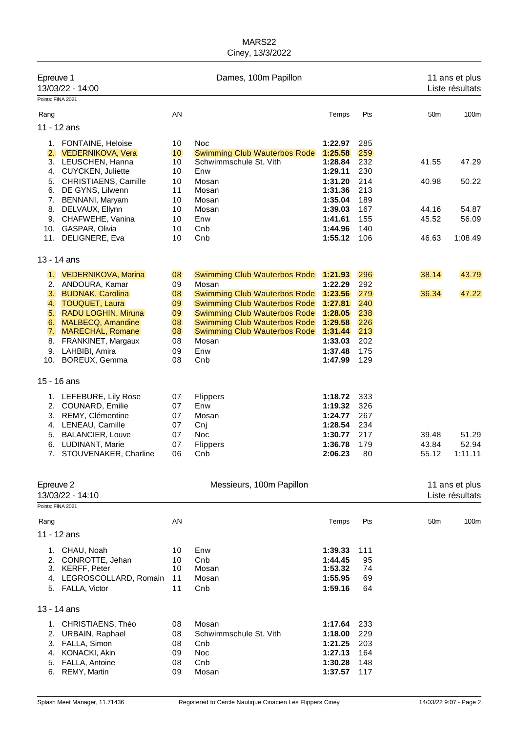MARS22

Ciney, 13/3/2022

## Epreuve 1 — Dames, 100m Papillon — 11 ans et plus

13/03/22 - 14:00 — Liste résultats

Points: FINA 2021

| Rang | | AN | | Temps | Pts | 50m | 100m |
|---|---|---|---|---|---|---|---|
| **11 - 12 ans** | | | | | | | |
| 1. | FONTAINE, Heloise | 10 | Noc | **1:22.97** | 285 | | |
| 2. | VEDERNIKOVA, Vera | 10 | Swimming Club Wauterbos Rode | **1:25.58** | 259 | | |
| 3. | LEUSCHEN, Hanna | 10 | Schwimmschule St. Vith | **1:28.84** | 232 | 41.55 | 47.29 |
| 4. | CUYCKEN, Juliette | 10 | Enw | **1:29.11** | 230 | | |
| 5. | CHRISTIAENS, Camille | 10 | Mosan | **1:31.20** | 214 | 40.98 | 50.22 |
| 6. | DE GYNS, Lilwenn | 11 | Mosan | **1:31.36** | 213 | | |
| 7. | BENNANI, Maryam | 10 | Mosan | **1:35.04** | 189 | | |
| 8. | DELVAUX, Ellynn | 10 | Mosan | **1:39.03** | 167 | 44.16 | 54.87 |
| 9. | CHAFWEHE, Vanina | 10 | Enw | **1:41.61** | 155 | 45.52 | 56.09 |
| 10. | GASPAR, Olivia | 10 | Cnb | **1:44.96** | 140 | | |
| 11. | DELIGNERE, Eva | 10 | Cnb | **1:55.12** | 106 | 46.63 | 1:08.49 |
| **13 - 14 ans** | | | | | | | |
| 1. | VEDERNIKOVA, Marina | 08 | Swimming Club Wauterbos Rode | **1:21.93** | 296 | 38.14 | 43.79 |
| 2. | ANDOURA, Kamar | 09 | Mosan | **1:22.29** | 292 | | |
| 3. | BUDNAK, Carolina | 08 | Swimming Club Wauterbos Rode | **1:23.56** | 279 | 36.34 | 47.22 |
| 4. | TOUQUET, Laura | 09 | Swimming Club Wauterbos Rode | **1:27.81** | 240 | | |
| 5. | RADU LOGHIN, Miruna | 09 | Swimming Club Wauterbos Rode | **1:28.05** | 238 | | |
| 6. | MALBECQ, Amandine | 08 | Swimming Club Wauterbos Rode | **1:29.58** | 226 | | |
| 7. | MARECHAL, Romane | 08 | Swimming Club Wauterbos Rode | **1:31.44** | 213 | | |
| 8. | FRANKINET, Margaux | 08 | Mosan | **1:33.03** | 202 | | |
| 9. | LAHBIBI, Amira | 09 | Enw | **1:37.48** | 175 | | |
| 10. | BOREUX, Gemma | 08 | Cnb | **1:47.99** | 129 | | |
| **15 - 16 ans** | | | | | | | |
| 1. | LEFEBURE, Lily Rose | 07 | Flippers | **1:18.72** | 333 | | |
| 2. | COUNARD, Emilie | 07 | Enw | **1:19.32** | 326 | | |
| 3. | REMY, Clémentine | 07 | Mosan | **1:24.77** | 267 | | |
| 4. | LENEAU, Camille | 07 | Cnj | **1:28.54** | 234 | | |
| 5. | BALANCIER, Louve | 07 | Noc | **1:30.77** | 217 | 39.48 | 51.29 |
| 6. | LUDINANT, Marie | 07 | Flippers | **1:36.78** | 179 | 43.84 | 52.94 |
| 7. | STOUVENAKER, Charline | 06 | Cnb | **2:06.23** | 80 | 55.12 | 1:11.11 |

## Epreuve 2 — Messieurs, 100m Papillon — 11 ans et plus

13/03/22 - 14:10 — Liste résultats

Points: FINA 2021

| Rang | | AN | | Temps | Pts | 50m | 100m |
|---|---|---|---|---|---|---|---|
| **11 - 12 ans** | | | | | | | |
| 1. | CHAU, Noah | 10 | Enw | **1:39.33** | 111 | | |
| 2. | CONROTTE, Jehan | 10 | Cnb | **1:44.45** | 95 | | |
| 3. | KERFF, Peter | 10 | Mosan | **1:53.32** | 74 | | |
| 4. | LEGROSCOLLARD, Romain | 11 | Mosan | **1:55.95** | 69 | | |
| 5. | FALLA, Victor | 11 | Cnb | **1:59.16** | 64 | | |
| **13 - 14 ans** | | | | | | | |
| 1. | CHRISTIAENS, Théo | 08 | Mosan | **1:17.64** | 233 | | |
| 2. | URBAIN, Raphael | 08 | Schwimmschule St. Vith | **1:18.00** | 229 | | |
| 3. | FALLA, Simon | 08 | Cnb | **1:21.25** | 203 | | |
| 4. | KONACKI, Akin | 09 | Noc | **1:27.13** | 164 | | |
| 5. | FALLA, Antoine | 08 | Cnb | **1:30.28** | 148 | | |
| 6. | REMY, Martin | 09 | Mosan | **1:37.57** | 117 | | |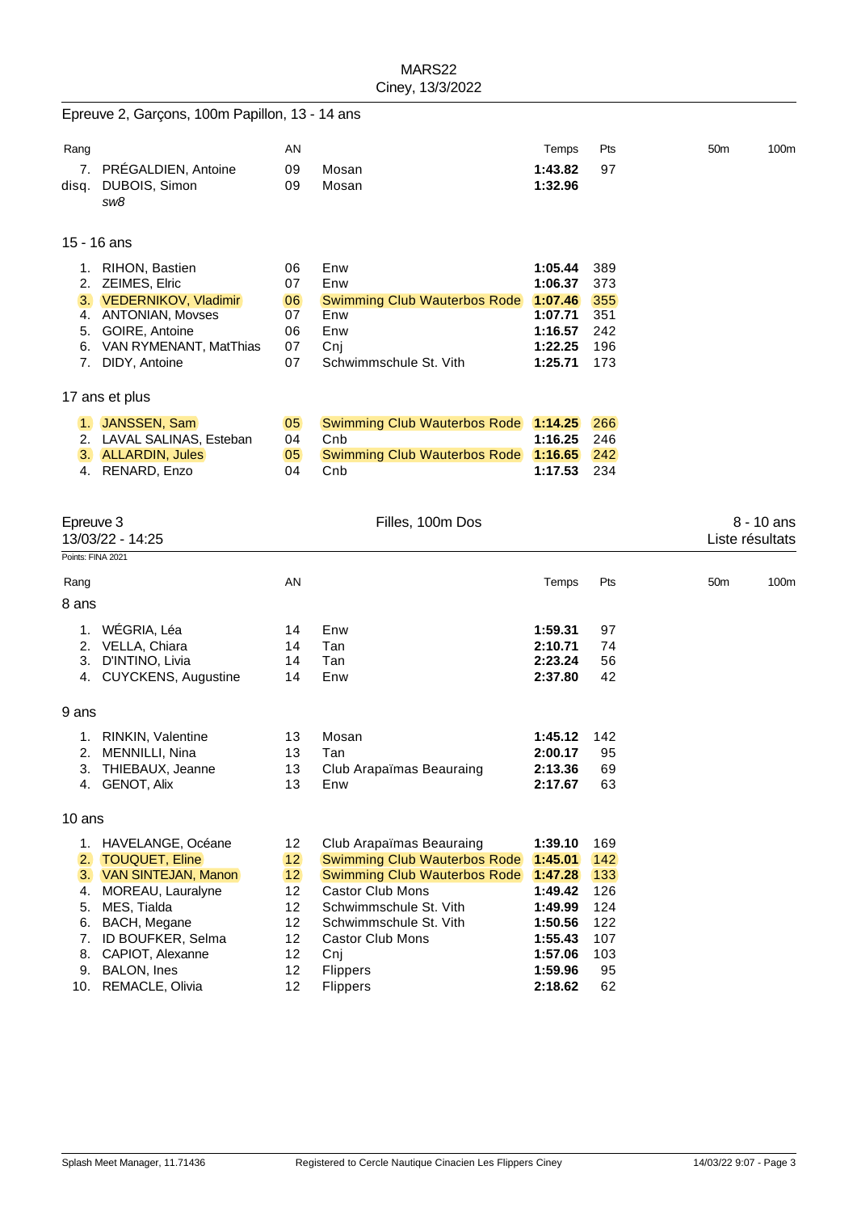MARS22
Ciney, 13/3/2022

## Epreuve 2, Garçons, 100m Papillon, 13 - 14 ans

| Rang | | AN | | Temps | Pts | 50m | 100m |
|---|---|---|---|---|---|---|---|
| 7. | PRÉGALDIEN, Antoine | 09 | Mosan | **1:43.82** | 97 | | |
| disq. | DUBOIS, Simon *sw8* | 09 | Mosan | **1:32.96** | | | |

### 15 - 16 ans

| Rang | | AN | | Temps | Pts |
|---|---|---|---|---|---|
| 1. | RIHON, Bastien | 06 | Enw | **1:05.44** | 389 |
| 2. | ZEIMES, Elric | 07 | Enw | **1:06.37** | 373 |
| 3. | VEDERNIKOV, Vladimir | 06 | Swimming Club Wauterbos Rode | **1:07.46** | 355 |
| 4. | ANTONIAN, Movses | 07 | Enw | **1:07.71** | 351 |
| 5. | GOIRE, Antoine | 06 | Enw | **1:16.57** | 242 |
| 6. | VAN RYMENANT, MatThias | 07 | Cnj | **1:22.25** | 196 |
| 7. | DIDY, Antoine | 07 | Schwimmschule St. Vith | **1:25.71** | 173 |

### 17 ans et plus

| Rang | | AN | | Temps | Pts |
|---|---|---|---|---|---|
| 1. | JANSSEN, Sam | 05 | Swimming Club Wauterbos Rode | **1:14.25** | 266 |
| 2. | LAVAL SALINAS, Esteban | 04 | Cnb | **1:16.25** | 246 |
| 3. | ALLARDIN, Jules | 05 | Swimming Club Wauterbos Rode | **1:16.65** | 242 |
| 4. | RENARD, Enzo | 04 | Cnb | **1:17.53** | 234 |

## Epreuve 3 — Filles, 100m Dos — 8 - 10 ans

13/03/22 - 14:25 — Liste résultats

Points: FINA 2021

### 8 ans

| Rang | | AN | | Temps | Pts | 50m | 100m |
|---|---|---|---|---|---|---|---|
| 1. | WÉGRIA, Léa | 14 | Enw | **1:59.31** | 97 | | |
| 2. | VELLA, Chiara | 14 | Tan | **2:10.71** | 74 | | |
| 3. | D'INTINO, Livia | 14 | Tan | **2:23.24** | 56 | | |
| 4. | CUYCKENS, Augustine | 14 | Enw | **2:37.80** | 42 | | |

### 9 ans

| Rang | | AN | | Temps | Pts |
|---|---|---|---|---|---|
| 1. | RINKIN, Valentine | 13 | Mosan | **1:45.12** | 142 |
| 2. | MENNILLI, Nina | 13 | Tan | **2:00.17** | 95 |
| 3. | THIEBAUX, Jeanne | 13 | Club Arapaïmas Beauraing | **2:13.36** | 69 |
| 4. | GENOT, Alix | 13 | Enw | **2:17.67** | 63 |

### 10 ans

| Rang | | AN | | Temps | Pts |
|---|---|---|---|---|---|
| 1. | HAVELANGE, Océane | 12 | Club Arapaïmas Beauraing | **1:39.10** | 169 |
| 2. | TOUQUET, Eline | 12 | Swimming Club Wauterbos Rode | **1:45.01** | 142 |
| 3. | VAN SINTEJAN, Manon | 12 | Swimming Club Wauterbos Rode | **1:47.28** | 133 |
| 4. | MOREAU, Lauralyne | 12 | Castor Club Mons | **1:49.42** | 126 |
| 5. | MES, Tialda | 12 | Schwimmschule St. Vith | **1:49.99** | 124 |
| 6. | BACH, Megane | 12 | Schwimmschule St. Vith | **1:50.56** | 122 |
| 7. | ID BOUFKER, Selma | 12 | Castor Club Mons | **1:55.43** | 107 |
| 8. | CAPIOT, Alexanne | 12 | Cnj | **1:57.06** | 103 |
| 9. | BALON, Ines | 12 | Flippers | **1:59.96** | 95 |
| 10. | REMACLE, Olivia | 12 | Flippers | **2:18.62** | 62 |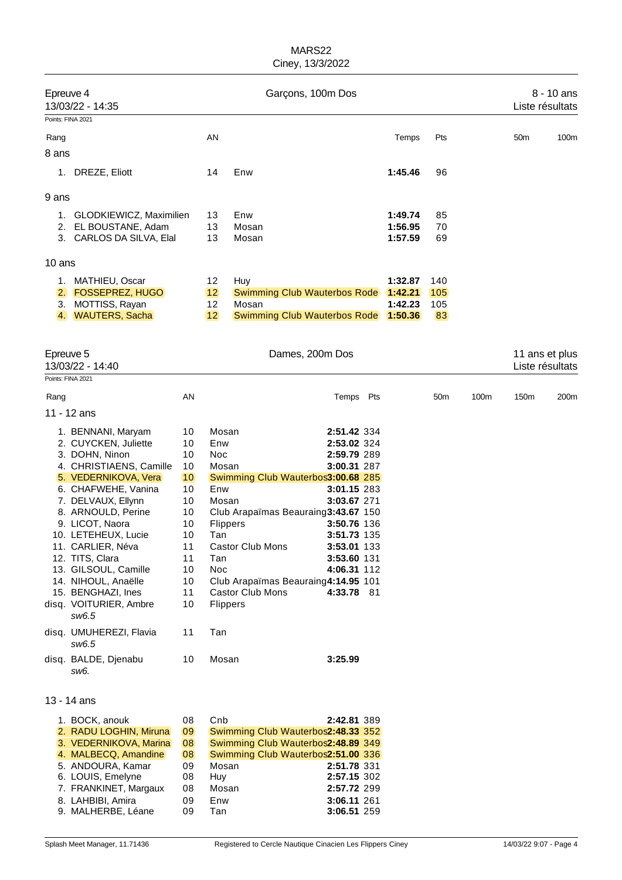MARS22
Ciney, 13/3/2022

## Epreuve 4 — Garçons, 100m Dos — 8 - 10 ans

13/03/22 - 14:35 — Liste résultats

Points: FINA 2021

| Rang | | AN | | Temps | Pts | 50m | 100m |
|---|---|---|---|---|---|---|---|
| **8 ans** | | | | | | | |
| 1. | DREZE, Eliott | 14 | Enw | **1:45.46** | 96 | | |
| **9 ans** | | | | | | | |
| 1. | GLODKIEWICZ, Maximilien | 13 | Enw | **1:49.74** | 85 | | |
| 2. | EL BOUSTANE, Adam | 13 | Mosan | **1:56.95** | 70 | | |
| 3. | CARLOS DA SILVA, Elal | 13 | Mosan | **1:57.59** | 69 | | |
| **10 ans** | | | | | | | |
| 1. | MATHIEU, Oscar | 12 | Huy | **1:32.87** | 140 | | |
| 2. | FOSSEPREZ, HUGO | 12 | Swimming Club Wauterbos Rode | **1:42.21** | 105 | | |
| 3. | MOTTISS, Rayan | 12 | Mosan | **1:42.23** | 105 | | |
| 4. | WAUTERS, Sacha | 12 | Swimming Club Wauterbos Rode | **1:50.36** | 83 | | |

## Epreuve 5 — Dames, 200m Dos — 11 ans et plus

13/03/22 - 14:40 — Liste résultats

Points: FINA 2021

| Rang | | AN | | Temps | Pts | 50m | 100m | 150m | 200m |
|---|---|---|---|---|---|---|---|---|---|
| **11 - 12 ans** | | | | | | | | | |
| 1. | BENNANI, Maryam | 10 | Mosan | **2:51.42** | 334 | | | | |
| 2. | CUYCKEN, Juliette | 10 | Enw | **2:53.02** | 324 | | | | |
| 3. | DOHN, Ninon | 10 | Noc | **2:59.79** | 289 | | | | |
| 4. | CHRISTIAENS, Camille | 10 | Mosan | **3:00.31** | 287 | | | | |
| 5. | VEDERNIKOVA, Vera | 10 | Swimming Club Wauterbos | **3:00.68** | 285 | | | | |
| 6. | CHAFWEHE, Vanina | 10 | Enw | **3:01.15** | 283 | | | | |
| 7. | DELVAUX, Ellynn | 10 | Mosan | **3:03.67** | 271 | | | | |
| 8. | ARNOULD, Perine | 10 | Club Arapaïmas Beauraing | **3:43.67** | 150 | | | | |
| 9. | LICOT, Naora | 10 | Flippers | **3:50.76** | 136 | | | | |
| 10. | LETEHEUX, Lucie | 10 | Tan | **3:51.73** | 135 | | | | |
| 11. | CARLIER, Néva | 11 | Castor Club Mons | **3:53.01** | 133 | | | | |
| 12. | TITS, Clara | 11 | Tan | **3:53.60** | 131 | | | | |
| 13. | GILSOUL, Camille | 10 | Noc | **4:06.31** | 112 | | | | |
| 14. | NIHOUL, Anaëlle | 10 | Club Arapaïmas Beauraing | **4:14.95** | 101 | | | | |
| 15. | BENGHAZI, Ines | 11 | Castor Club Mons | **4:33.78** | 81 | | | | |
| disq. | VOITURIER, Ambre *sw6.5* | 10 | Flippers | | | | | | |
| disq. | UMUHEREZI, Flavia *sw6.5* | 11 | Tan | | | | | | |
| disq. | BALDE, Djenabu *sw6.* | 10 | Mosan | **3:25.99** | | | | | |
| **13 - 14 ans** | | | | | | | | | |
| 1. | BOCK, anouk | 08 | Cnb | **2:42.81** | 389 | | | | |
| 2. | RADU LOGHIN, Miruna | 09 | Swimming Club Wauterbos | **2:48.33** | 352 | | | | |
| 3. | VEDERNIKOVA, Marina | 08 | Swimming Club Wauterbos | **2:48.89** | 349 | | | | |
| 4. | MALBECQ, Amandine | 08 | Swimming Club Wauterbos | **2:51.00** | 336 | | | | |
| 5. | ANDOURA, Kamar | 09 | Mosan | **2:51.78** | 331 | | | | |
| 6. | LOUIS, Emelyne | 08 | Huy | **2:57.15** | 302 | | | | |
| 7. | FRANKINET, Margaux | 08 | Mosan | **2:57.72** | 299 | | | | |
| 8. | LAHBIBI, Amira | 09 | Enw | **3:06.11** | 261 | | | | |
| 9. | MALHERBE, Léane | 09 | Tan | **3:06.51** | 259 | | | | |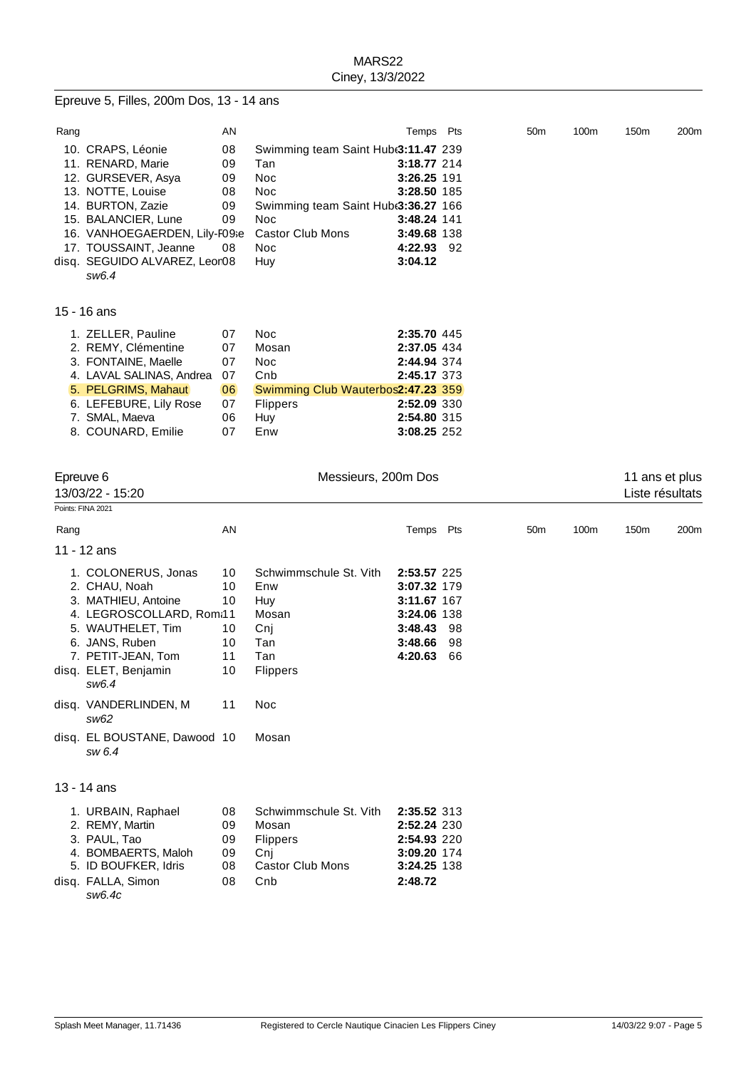MARS22
Ciney, 13/3/2022

## Epreuve 5, Filles, 200m Dos, 13 - 14 ans

| Rang | | AN | | Temps | Pts | 50m | 100m | 150m | 200m |
|---|---|---|---|---|---|---|---|---|---|
| 10. | CRAPS, Léonie | 08 | Swimming team Saint Hube | **3:11.47** | 239 | | | | |
| 11. | RENARD, Marie | 09 | Tan | **3:18.77** | 214 | | | | |
| 12. | GURSEVER, Asya | 09 | Noc | **3:26.25** | 191 | | | | |
| 13. | NOTTE, Louise | 08 | Noc | **3:28.50** | 185 | | | | |
| 14. | BURTON, Zazie | 09 | Swimming team Saint Hube | **3:36.27** | 166 | | | | |
| 15. | BALANCIER, Lune | 09 | Noc | **3:48.24** | 141 | | | | |
| 16. | VANHOEGAERDEN, Lily-Rose | 09 | Castor Club Mons | **3:49.68** | 138 | | | | |
| 17. | TOUSSAINT, Jeanne | 08 | Noc | **4:22.93** | 92 | | | | |
| disq. | SEGUIDO ALVAREZ, Leon *sw6.4* | 08 | Huy | **3:04.12** | | | | | |

### 15 - 16 ans

| Rang | | AN | | Temps | Pts | 50m | 100m | 150m | 200m |
|---|---|---|---|---|---|---|---|---|---|
| 1. | ZELLER, Pauline | 07 | Noc | **2:35.70** | 445 | | | | |
| 2. | REMY, Clémentine | 07 | Mosan | **2:37.05** | 434 | | | | |
| 3. | FONTAINE, Maelle | 07 | Noc | **2:44.94** | 374 | | | | |
| 4. | LAVAL SALINAS, Andrea | 07 | Cnb | **2:45.17** | 373 | | | | |
| 5. | PELGRIMS, Mahaut | 06 | Swimming Club Wauterbos | **2:47.23** | 359 | | | | |
| 6. | LEFEBURE, Lily Rose | 07 | Flippers | **2:52.09** | 330 | | | | |
| 7. | SMAL, Maeva | 06 | Huy | **2:54.80** | 315 | | | | |
| 8. | COUNARD, Emilie | 07 | Enw | **3:08.25** | 252 | | | | |

## Epreuve 6 — Messieurs, 200m Dos — 11 ans et plus

13/03/22 - 15:20 — Liste résultats

Points: FINA 2021

### 11 - 12 ans

| Rang | | AN | | Temps | Pts | 50m | 100m | 150m | 200m |
|---|---|---|---|---|---|---|---|---|---|
| 1. | COLONERUS, Jonas | 10 | Schwimmschule St. Vith | **2:53.57** | 225 | | | | |
| 2. | CHAU, Noah | 10 | Enw | **3:07.32** | 179 | | | | |
| 3. | MATHIEU, Antoine | 10 | Huy | **3:11.67** | 167 | | | | |
| 4. | LEGROSCOLLARD, Rom | 11 | Mosan | **3:24.06** | 138 | | | | |
| 5. | WAUTHELET, Tim | 10 | Cnj | **3:48.43** | 98 | | | | |
| 6. | JANS, Ruben | 10 | Tan | **3:48.66** | 98 | | | | |
| 7. | PETIT-JEAN, Tom | 11 | Tan | **4:20.63** | 66 | | | | |
| disq. | ELET, Benjamin *sw6.4* | 10 | Flippers | | | | | | |
| disq. | VANDERLINDEN, M *sw62* | 11 | Noc | | | | | | |
| disq. | EL BOUSTANE, Dawood *sw 6.4* | 10 | Mosan | | | | | | |

### 13 - 14 ans

| Rang | | AN | | Temps | Pts | 50m | 100m | 150m | 200m |
|---|---|---|---|---|---|---|---|---|---|
| 1. | URBAIN, Raphael | 08 | Schwimmschule St. Vith | **2:35.52** | 313 | | | | |
| 2. | REMY, Martin | 09 | Mosan | **2:52.24** | 230 | | | | |
| 3. | PAUL, Tao | 09 | Flippers | **2:54.93** | 220 | | | | |
| 4. | BOMBAERTS, Maloh | 09 | Cnj | **3:09.20** | 174 | | | | |
| 5. | ID BOUFKER, Idris | 08 | Castor Club Mons | **3:24.25** | 138 | | | | |
| disq. | FALLA, Simon *sw6.4c* | 08 | Cnb | **2:48.72** | | | | | |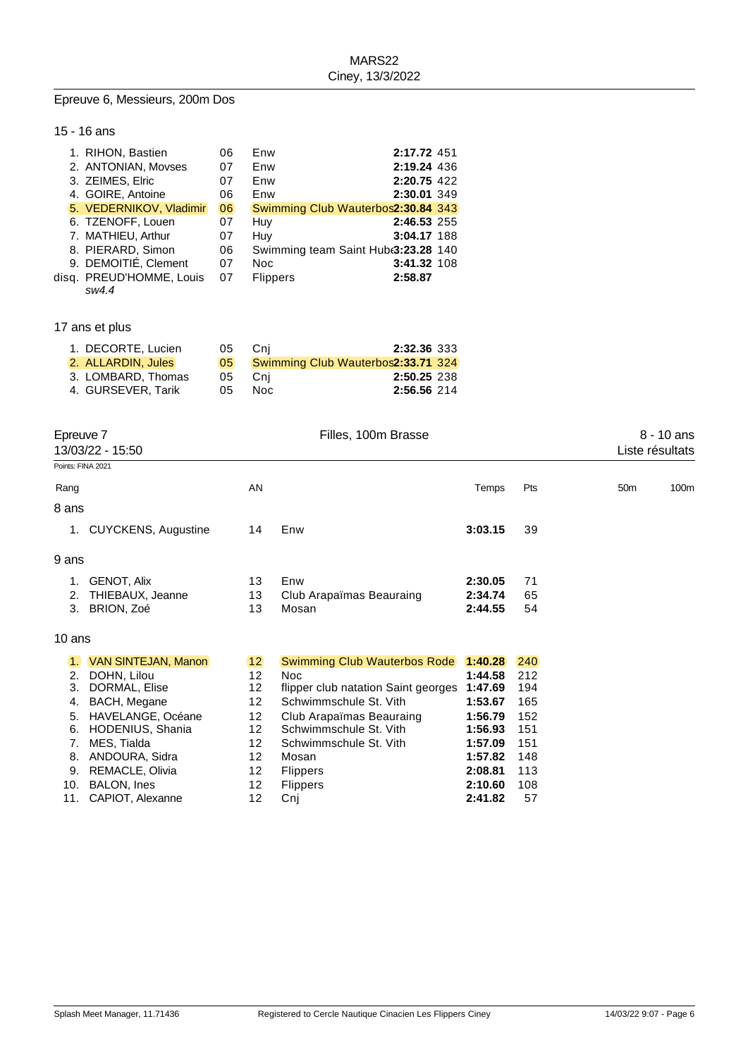MARS22
Ciney, 13/3/2022

## Epreuve 6, Messieurs, 200m Dos

### 15 - 16 ans

| Rang | Nom | AN | Club | Temps | Pts |
|---|---|---|---|---|---|
| 1. | RIHON, Bastien | 06 | Enw | **2:17.72** | 451 |
| 2. | ANTONIAN, Movses | 07 | Enw | **2:19.24** | 436 |
| 3. | ZEIMES, Elric | 07 | Enw | **2:20.75** | 422 |
| 4. | GOIRE, Antoine | 06 | Enw | **2:30.01** | 349 |
| 5. | VEDERNIKOV, Vladimir | 06 | Swimming Club Wauterbos | **2:30.84** | 343 |
| 6. | TZENOFF, Louen | 07 | Huy | **2:46.53** | 255 |
| 7. | MATHIEU, Arthur | 07 | Huy | **3:04.17** | 188 |
| 8. | PIERARD, Simon | 06 | Swimming team Saint Hube | **3:23.28** | 140 |
| 9. | DEMOITIÉ, Clement | 07 | Noc | **3:41.32** | 108 |
| disq. | PREUD'HOMME, Louis *sw4.4* | 07 | Flippers | **2:58.87** | |

### 17 ans et plus

| Rang | Nom | AN | Club | Temps | Pts |
|---|---|---|---|---|---|
| 1. | DECORTE, Lucien | 05 | Cnj | **2:32.36** | 333 |
| 2. | ALLARDIN, Jules | 05 | Swimming Club Wauterbos | **2:33.71** | 324 |
| 3. | LOMBARD, Thomas | 05 | Cnj | **2:50.25** | 238 |
| 4. | GURSEVER, Tarik | 05 | Noc | **2:56.56** | 214 |

## Epreuve 7 — Filles, 100m Brasse — 8 - 10 ans

13/03/22 - 15:50 — Liste résultats

Points: FINA 2021

### 8 ans

| Rang | Nom | AN | Club | Temps | Pts | 50m | 100m |
|---|---|---|---|---|---|---|---|
| 1. | CUYCKENS, Augustine | 14 | Enw | **3:03.15** | 39 | | |

### 9 ans

| Rang | Nom | AN | Club | Temps | Pts | 50m | 100m |
|---|---|---|---|---|---|---|---|
| 1. | GENOT, Alix | 13 | Enw | **2:30.05** | 71 | | |
| 2. | THIEBAUX, Jeanne | 13 | Club Arapaïmas Beauraing | **2:34.74** | 65 | | |
| 3. | BRION, Zoé | 13 | Mosan | **2:44.55** | 54 | | |

### 10 ans

| Rang | Nom | AN | Club | Temps | Pts | 50m | 100m |
|---|---|---|---|---|---|---|---|
| 1. | VAN SINTEJAN, Manon | 12 | Swimming Club Wauterbos Rode | **1:40.28** | 240 | | |
| 2. | DOHN, Lilou | 12 | Noc | **1:44.58** | 212 | | |
| 3. | DORMAL, Elise | 12 | flipper club natation Saint georges | **1:47.69** | 194 | | |
| 4. | BACH, Megane | 12 | Schwimmschule St. Vith | **1:53.67** | 165 | | |
| 5. | HAVELANGE, Océane | 12 | Club Arapaïmas Beauraing | **1:56.79** | 152 | | |
| 6. | HODENIUS, Shania | 12 | Schwimmschule St. Vith | **1:56.93** | 151 | | |
| 7. | MES, Tialda | 12 | Schwimmschule St. Vith | **1:57.09** | 151 | | |
| 8. | ANDOURA, Sidra | 12 | Mosan | **1:57.82** | 148 | | |
| 9. | REMACLE, Olivia | 12 | Flippers | **2:08.81** | 113 | | |
| 10. | BALON, Ines | 12 | Flippers | **2:10.60** | 108 | | |
| 11. | CAPIOT, Alexanne | 12 | Cnj | **2:41.82** | 57 | | |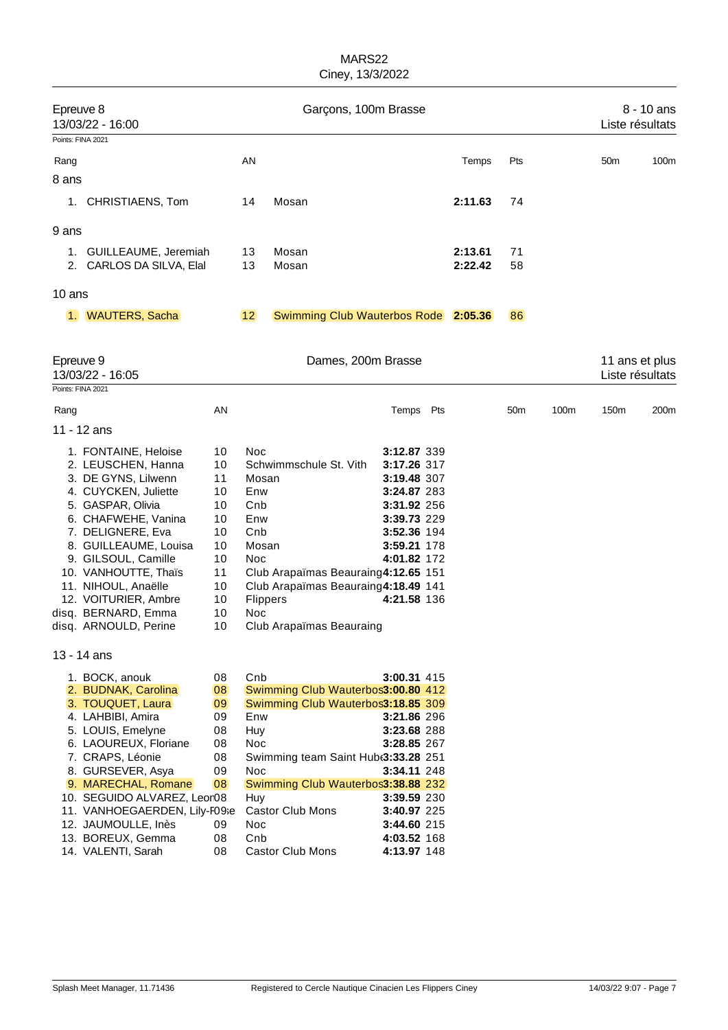MARS22
Ciney, 13/3/2022

## Epreuve 8 — Garçons, 100m Brasse — 8 - 10 ans

13/03/22 - 16:00 — Liste résultats

Points: FINA 2021

| Rang | | AN | | Temps | Pts | 50m | 100m |
|---|---|---|---|---|---|---|---|
| **8 ans** | | | | | | | |
| 1. | CHRISTIAENS, Tom | 14 | Mosan | **2:11.63** | 74 | | |
| **9 ans** | | | | | | | |
| 1. | GUILLEAUME, Jeremiah | 13 | Mosan | **2:13.61** | 71 | | |
| 2. | CARLOS DA SILVA, Elal | 13 | Mosan | **2:22.42** | 58 | | |
| **10 ans** | | | | | | | |
| 1. | WAUTERS, Sacha | 12 | Swimming Club Wauterbos Rode | **2:05.36** | 86 | | |

## Epreuve 9 — Dames, 200m Brasse — 11 ans et plus

13/03/22 - 16:05 — Liste résultats

Points: FINA 2021

| Rang | | AN | | Temps | Pts | 50m | 100m | 150m | 200m |
|---|---|---|---|---|---|---|---|---|---|
| **11 - 12 ans** | | | | | | | | | |
| 1. | FONTAINE, Heloise | 10 | Noc | **3:12.87** | 339 | | | | |
| 2. | LEUSCHEN, Hanna | 10 | Schwimmschule St. Vith | **3:17.26** | 317 | | | | |
| 3. | DE GYNS, Lilwenn | 11 | Mosan | **3:19.48** | 307 | | | | |
| 4. | CUYCKEN, Juliette | 10 | Enw | **3:24.87** | 283 | | | | |
| 5. | GASPAR, Olivia | 10 | Cnb | **3:31.92** | 256 | | | | |
| 6. | CHAFWEHE, Vanina | 10 | Enw | **3:39.73** | 229 | | | | |
| 7. | DELIGNERE, Eva | 10 | Cnb | **3:52.36** | 194 | | | | |
| 8. | GUILLEAUME, Louisa | 10 | Mosan | **3:59.21** | 178 | | | | |
| 9. | GILSOUL, Camille | 10 | Noc | **4:01.82** | 172 | | | | |
| 10. | VANHOUTTE, Thaïs | 11 | Club Arapaïmas Beauraing | **4:12.65** | 151 | | | | |
| 11. | NIHOUL, Anaëlle | 10 | Club Arapaïmas Beauraing | **4:18.49** | 141 | | | | |
| 12. | VOITURIER, Ambre | 10 | Flippers | **4:21.58** | 136 | | | | |
| disq. | BERNARD, Emma | 10 | Noc | | | | | | |
| disq. | ARNOULD, Perine | 10 | Club Arapaïmas Beauraing | | | | | | |
| **13 - 14 ans** | | | | | | | | | |
| 1. | BOCK, anouk | 08 | Cnb | **3:00.31** | 415 | | | | |
| 2. | BUDNAK, Carolina | 08 | Swimming Club Wauterbos | **3:00.80** | 412 | | | | |
| 3. | TOUQUET, Laura | 09 | Swimming Club Wauterbos | **3:18.85** | 309 | | | | |
| 4. | LAHBIBI, Amira | 09 | Enw | **3:21.86** | 296 | | | | |
| 5. | LOUIS, Emelyne | 08 | Huy | **3:23.68** | 288 | | | | |
| 6. | LAOUREUX, Floriane | 08 | Noc | **3:28.85** | 267 | | | | |
| 7. | CRAPS, Léonie | 08 | Swimming team Saint Hubert | **3:33.28** | 251 | | | | |
| 8. | GURSEVER, Asya | 09 | Noc | **3:34.11** | 248 | | | | |
| 9. | MARECHAL, Romane | 08 | Swimming Club Wauterbos | **3:38.88** | 232 | | | | |
| 10. | SEGUIDO ALVAREZ, Leon | 08 | Huy | **3:39.59** | 230 | | | | |
| 11. | VANHOEGAERDEN, Lily-Rose | 09 | Castor Club Mons | **3:40.97** | 225 | | | | |
| 12. | JAUMOULLE, Inès | 09 | Noc | **3:44.60** | 215 | | | | |
| 13. | BOREUX, Gemma | 08 | Cnb | **4:03.52** | 168 | | | | |
| 14. | VALENTI, Sarah | 08 | Castor Club Mons | **4:13.97** | 148 | | | | |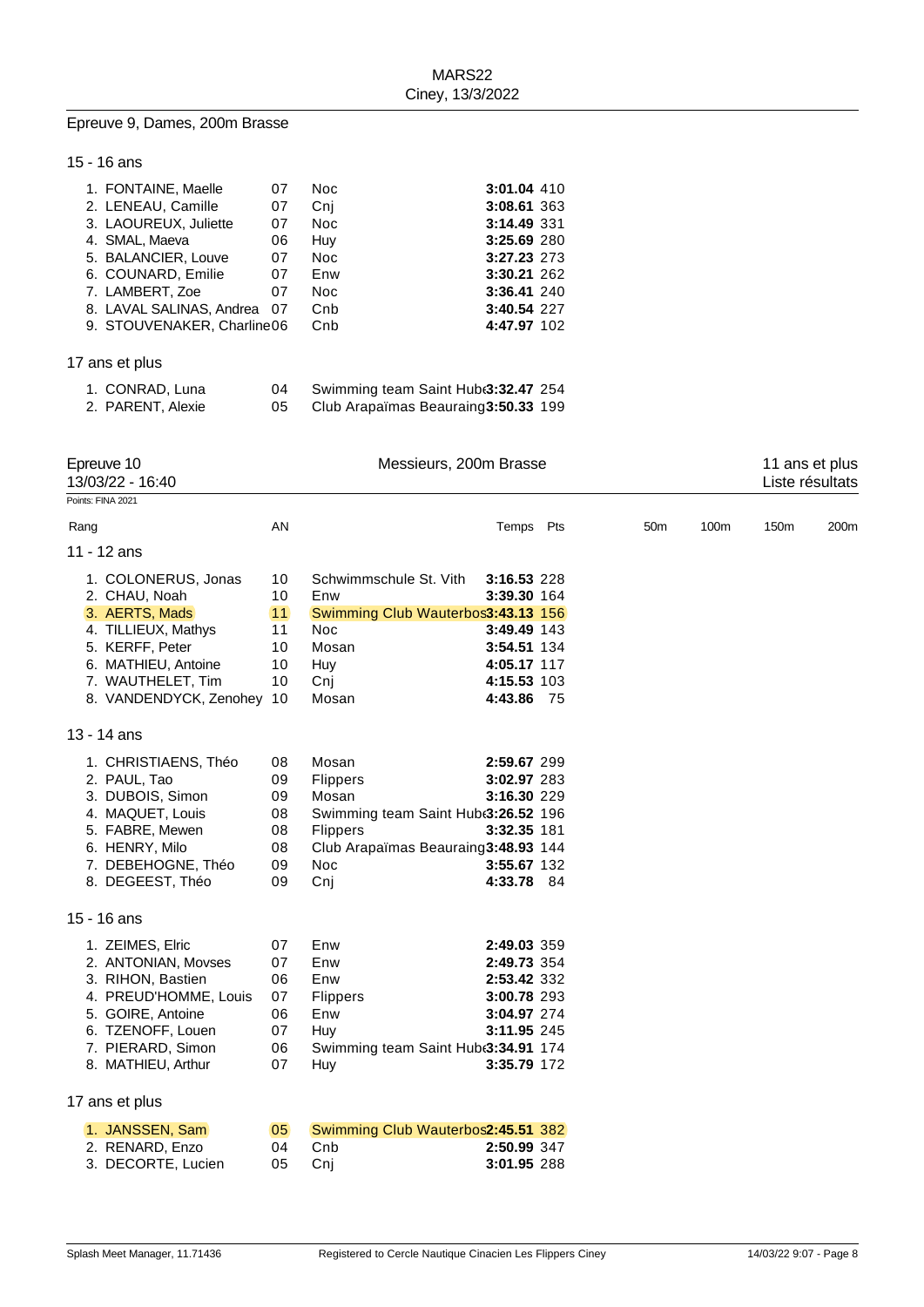MARS22
Ciney, 13/3/2022

## Epreuve 9, Dames, 200m Brasse

### 15 - 16 ans

| Rang | Nom | AN | Club | Temps | Pts |
|---|---|---|---|---|---|
| 1. | FONTAINE, Maelle | 07 | Noc | **3:01.04** | 410 |
| 2. | LENEAU, Camille | 07 | Cnj | **3:08.61** | 363 |
| 3. | LAOUREUX, Juliette | 07 | Noc | **3:14.49** | 331 |
| 4. | SMAL, Maeva | 06 | Huy | **3:25.69** | 280 |
| 5. | BALANCIER, Louve | 07 | Noc | **3:27.23** | 273 |
| 6. | COUNARD, Emilie | 07 | Enw | **3:30.21** | 262 |
| 7. | LAMBERT, Zoe | 07 | Noc | **3:36.41** | 240 |
| 8. | LAVAL SALINAS, Andrea | 07 | Cnb | **3:40.54** | 227 |
| 9. | STOUVENAKER, Charline | 06 | Cnb | **4:47.97** | 102 |

### 17 ans et plus

| Rang | Nom | AN | Club | Temps | Pts |
|---|---|---|---|---|---|
| 1. | CONRAD, Luna | 04 | Swimming team Saint Hube | **3:32.47** | 254 |
| 2. | PARENT, Alexie | 05 | Club Arapaïmas Beauraing | **3:50.33** | 199 |

## Epreuve 10 — Messieurs, 200m Brasse — 11 ans et plus

13/03/22 - 16:40 — Liste résultats

Points: FINA 2021

### 11 - 12 ans

| Rang | Nom | AN | Club | Temps | Pts | 50m | 100m | 150m | 200m |
|---|---|---|---|---|---|---|---|---|---|
| 1. | COLONERUS, Jonas | 10 | Schwimmschule St. Vith | **3:16.53** | 228 | | | | |
| 2. | CHAU, Noah | 10 | Enw | **3:39.30** | 164 | | | | |
| 3. | AERTS, Mads | 11 | Swimming Club Wauterbos | **3:43.13** | 156 | | | | |
| 4. | TILLIEUX, Mathys | 11 | Noc | **3:49.49** | 143 | | | | |
| 5. | KERFF, Peter | 10 | Mosan | **3:54.51** | 134 | | | | |
| 6. | MATHIEU, Antoine | 10 | Huy | **4:05.17** | 117 | | | | |
| 7. | WAUTHELET, Tim | 10 | Cnj | **4:15.53** | 103 | | | | |
| 8. | VANDENDYCK, Zenohey | 10 | Mosan | **4:43.86** | 75 | | | | |

### 13 - 14 ans

| Rang | Nom | AN | Club | Temps | Pts | 50m | 100m | 150m | 200m |
|---|---|---|---|---|---|---|---|---|---|
| 1. | CHRISTIAENS, Théo | 08 | Mosan | **2:59.67** | 299 | | | | |
| 2. | PAUL, Tao | 09 | Flippers | **3:02.97** | 283 | | | | |
| 3. | DUBOIS, Simon | 09 | Mosan | **3:16.30** | 229 | | | | |
| 4. | MAQUET, Louis | 08 | Swimming team Saint Hube | **3:26.52** | 196 | | | | |
| 5. | FABRE, Mewen | 08 | Flippers | **3:32.35** | 181 | | | | |
| 6. | HENRY, Milo | 08 | Club Arapaïmas Beauraing | **3:48.93** | 144 | | | | |
| 7. | DEBEHOGNE, Théo | 09 | Noc | **3:55.67** | 132 | | | | |
| 8. | DEGEEST, Théo | 09 | Cnj | **4:33.78** | 84 | | | | |

### 15 - 16 ans

| Rang | Nom | AN | Club | Temps | Pts | 50m | 100m | 150m | 200m |
|---|---|---|---|---|---|---|---|---|---|
| 1. | ZEIMES, Elric | 07 | Enw | **2:49.03** | 359 | | | | |
| 2. | ANTONIAN, Movses | 07 | Enw | **2:49.73** | 354 | | | | |
| 3. | RIHON, Bastien | 06 | Enw | **2:53.42** | 332 | | | | |
| 4. | PREUD'HOMME, Louis | 07 | Flippers | **3:00.78** | 293 | | | | |
| 5. | GOIRE, Antoine | 06 | Enw | **3:04.97** | 274 | | | | |
| 6. | TZENOFF, Louen | 07 | Huy | **3:11.95** | 245 | | | | |
| 7. | PIERARD, Simon | 06 | Swimming team Saint Hube | **3:34.91** | 174 | | | | |
| 8. | MATHIEU, Arthur | 07 | Huy | **3:35.79** | 172 | | | | |

### 17 ans et plus

| Rang | Nom | AN | Club | Temps | Pts | 50m | 100m | 150m | 200m |
|---|---|---|---|---|---|---|---|---|---|
| 1. | JANSSEN, Sam | 05 | Swimming Club Wauterbos | **2:45.51** | 382 | | | | |
| 2. | RENARD, Enzo | 04 | Cnb | **2:50.99** | 347 | | | | |
| 3. | DECORTE, Lucien | 05 | Cnj | **3:01.95** | 288 | | | | |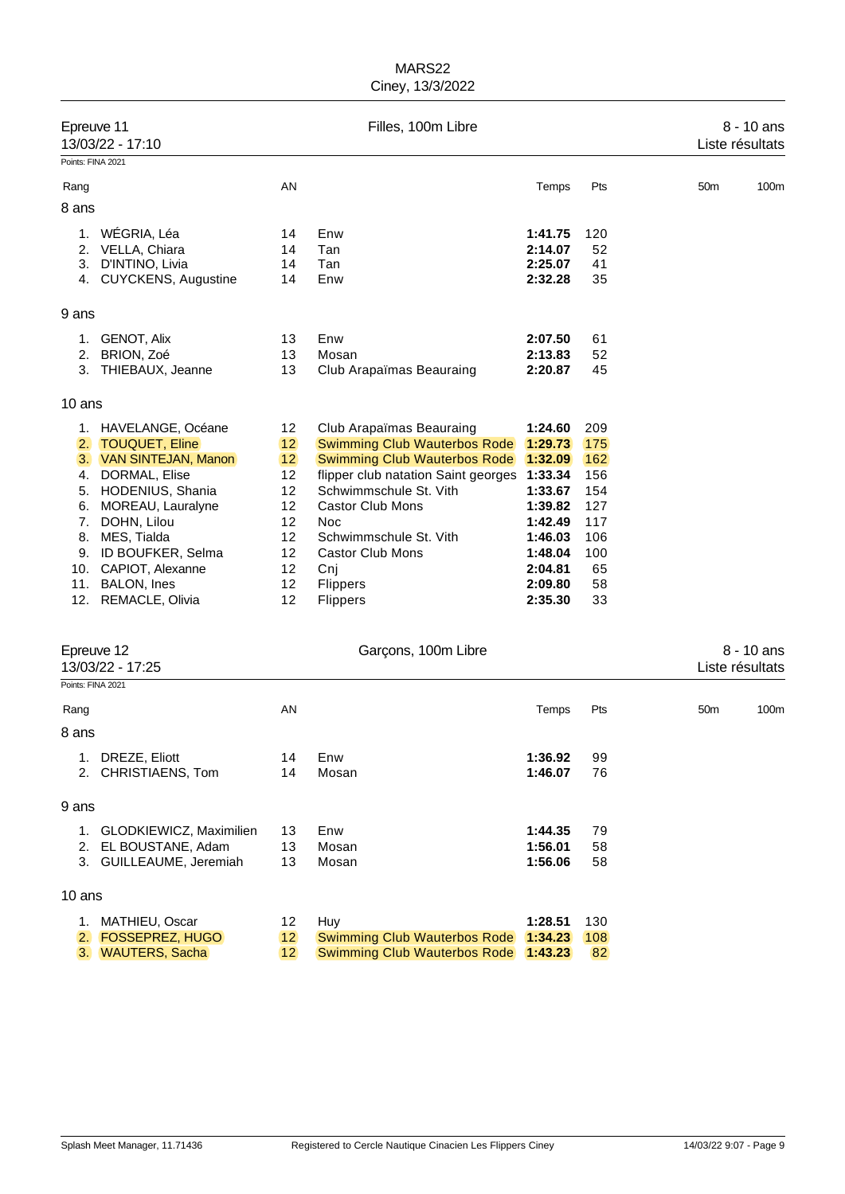MARS22
Ciney, 13/3/2022

## Epreuve 11 — Filles, 100m Libre — 8 - 10 ans

13/03/22 - 17:10 — Liste résultats

Points: FINA 2021

| Rang | | AN | | Temps | Pts | 50m | 100m |
|---|---|---|---|---|---|---|---|
| **8 ans** | | | | | | | |
| 1. | WÉGRIA, Léa | 14 | Enw | **1:41.75** | 120 | | |
| 2. | VELLA, Chiara | 14 | Tan | **2:14.07** | 52 | | |
| 3. | D'INTINO, Livia | 14 | Tan | **2:25.07** | 41 | | |
| 4. | CUYCKENS, Augustine | 14 | Enw | **2:32.28** | 35 | | |
| **9 ans** | | | | | | | |
| 1. | GENOT, Alix | 13 | Enw | **2:07.50** | 61 | | |
| 2. | BRION, Zoé | 13 | Mosan | **2:13.83** | 52 | | |
| 3. | THIEBAUX, Jeanne | 13 | Club Arapaïmas Beauraing | **2:20.87** | 45 | | |
| **10 ans** | | | | | | | |
| 1. | HAVELANGE, Océane | 12 | Club Arapaïmas Beauraing | **1:24.60** | 209 | | |
| 2. | TOUQUET, Eline | 12 | Swimming Club Wauterbos Rode | **1:29.73** | 175 | | |
| 3. | VAN SINTEJAN, Manon | 12 | Swimming Club Wauterbos Rode | **1:32.09** | 162 | | |
| 4. | DORMAL, Elise | 12 | flipper club natation Saint georges | **1:33.34** | 156 | | |
| 5. | HODENIUS, Shania | 12 | Schwimmschule St. Vith | **1:33.67** | 154 | | |
| 6. | MOREAU, Lauralyne | 12 | Castor Club Mons | **1:39.82** | 127 | | |
| 7. | DOHN, Lilou | 12 | Noc | **1:42.49** | 117 | | |
| 8. | MES, Tialda | 12 | Schwimmschule St. Vith | **1:46.03** | 106 | | |
| 9. | ID BOUFKER, Selma | 12 | Castor Club Mons | **1:48.04** | 100 | | |
| 10. | CAPIOT, Alexanne | 12 | Cnj | **2:04.81** | 65 | | |
| 11. | BALON, Ines | 12 | Flippers | **2:09.80** | 58 | | |
| 12. | REMACLE, Olivia | 12 | Flippers | **2:35.30** | 33 | | |

## Epreuve 12 — Garçons, 100m Libre — 8 - 10 ans

13/03/22 - 17:25 — Liste résultats

Points: FINA 2021

| Rang | | AN | | Temps | Pts | 50m | 100m |
|---|---|---|---|---|---|---|---|
| **8 ans** | | | | | | | |
| 1. | DREZE, Eliott | 14 | Enw | **1:36.92** | 99 | | |
| 2. | CHRISTIAENS, Tom | 14 | Mosan | **1:46.07** | 76 | | |
| **9 ans** | | | | | | | |
| 1. | GLODKIEWICZ, Maximilien | 13 | Enw | **1:44.35** | 79 | | |
| 2. | EL BOUSTANE, Adam | 13 | Mosan | **1:56.01** | 58 | | |
| 3. | GUILLEAUME, Jeremiah | 13 | Mosan | **1:56.06** | 58 | | |
| **10 ans** | | | | | | | |
| 1. | MATHIEU, Oscar | 12 | Huy | **1:28.51** | 130 | | |
| 2. | FOSSEPREZ, HUGO | 12 | Swimming Club Wauterbos Rode | **1:34.23** | 108 | | |
| 3. | WAUTERS, Sacha | 12 | Swimming Club Wauterbos Rode | **1:43.23** | 82 | | |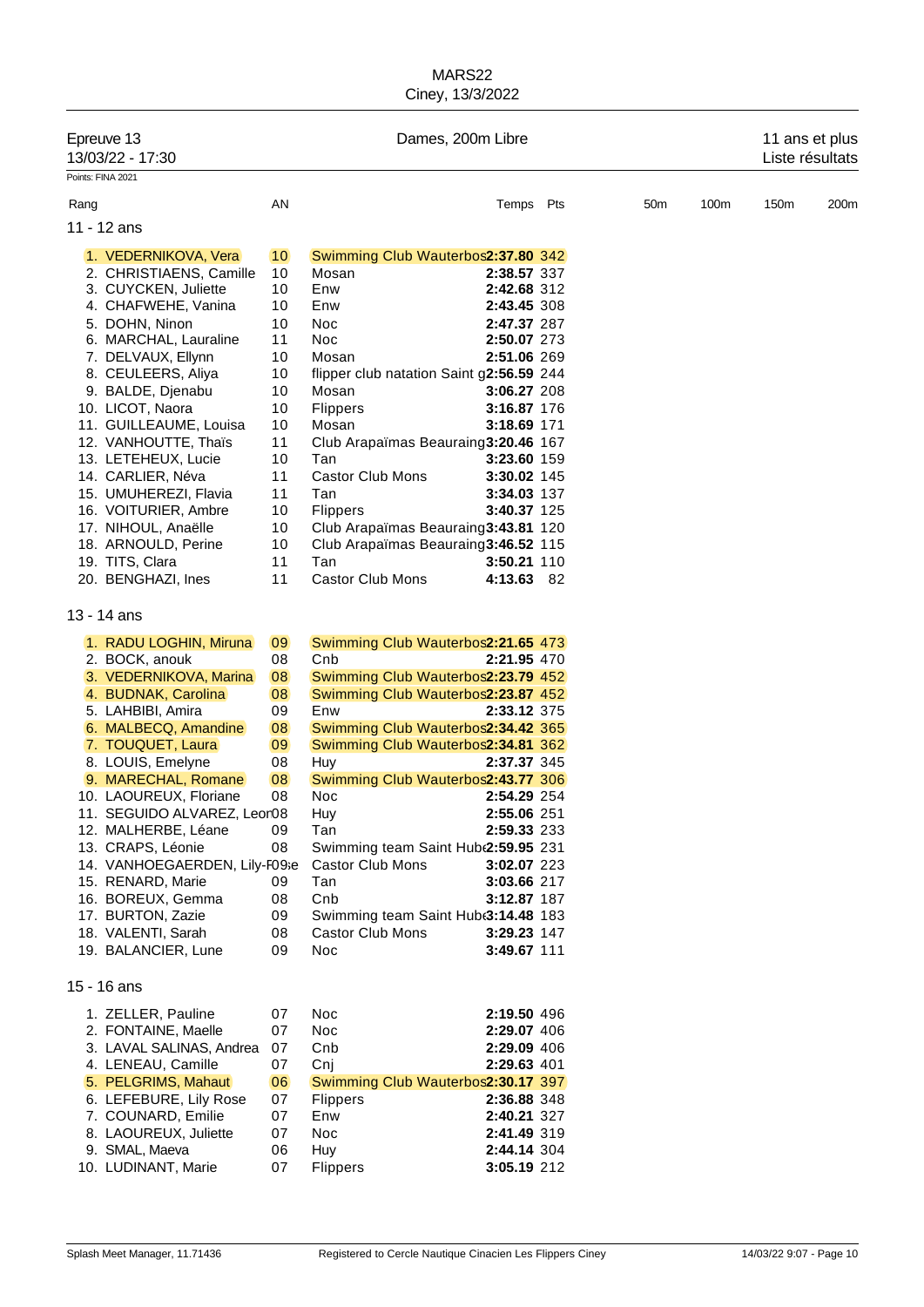MARS22

Ciney, 13/3/2022

| Epreuve 13 | Dames, 200m Libre | 11 ans et plus |
|---|---|---|
| 13/03/22 - 17:30 | | Liste résultats |

Points: FINA 2021

| Rang | AN | | Temps | Pts | 50m | 100m | 150m | 200m |
|---|---|---|---|---|---|---|---|---|
| **11 - 12 ans** | | | | | | | | |
| 1. VEDERNIKOVA, Vera | 10 | Swimming Club Wauterbos | **2:37.80** | 342 | | | | |
| 2. CHRISTIAENS, Camille | 10 | Mosan | **2:38.57** | 337 | | | | |
| 3. CUYCKEN, Juliette | 10 | Enw | **2:42.68** | 312 | | | | |
| 4. CHAFWEHE, Vanina | 10 | Enw | **2:43.45** | 308 | | | | |
| 5. DOHN, Ninon | 10 | Noc | **2:47.37** | 287 | | | | |
| 6. MARCHAL, Lauraline | 11 | Noc | **2:50.07** | 273 | | | | |
| 7. DELVAUX, Ellynn | 10 | Mosan | **2:51.06** | 269 | | | | |
| 8. CEULEERS, Aliya | 10 | flipper club natation Saint g | **2:56.59** | 244 | | | | |
| 9. BALDE, Djenabu | 10 | Mosan | **3:06.27** | 208 | | | | |
| 10. LICOT, Naora | 10 | Flippers | **3:16.87** | 176 | | | | |
| 11. GUILLEAUME, Louisa | 10 | Mosan | **3:18.69** | 171 | | | | |
| 12. VANHOUTTE, Thaïs | 11 | Club Arapaïmas Beauraing | **3:20.46** | 167 | | | | |
| 13. LETEHEUX, Lucie | 10 | Tan | **3:23.60** | 159 | | | | |
| 14. CARLIER, Néva | 11 | Castor Club Mons | **3:30.02** | 145 | | | | |
| 15. UMUHEREZI, Flavia | 11 | Tan | **3:34.03** | 137 | | | | |
| 16. VOITURIER, Ambre | 10 | Flippers | **3:40.37** | 125 | | | | |
| 17. NIHOUL, Anaëlle | 10 | Club Arapaïmas Beauraing | **3:43.81** | 120 | | | | |
| 18. ARNOULD, Perine | 10 | Club Arapaïmas Beauraing | **3:46.52** | 115 | | | | |
| 19. TITS, Clara | 11 | Tan | **3:50.21** | 110 | | | | |
| 20. BENGHAZI, Ines | 11 | Castor Club Mons | **4:13.63** | 82 | | | | |
| **13 - 14 ans** | | | | | | | | |
| 1. RADU LOGHIN, Miruna | 09 | Swimming Club Wauterbos | **2:21.65** | 473 | | | | |
| 2. BOCK, anouk | 08 | Cnb | **2:21.95** | 470 | | | | |
| 3. VEDERNIKOVA, Marina | 08 | Swimming Club Wauterbos | **2:23.79** | 452 | | | | |
| 4. BUDNAK, Carolina | 08 | Swimming Club Wauterbos | **2:23.87** | 452 | | | | |
| 5. LAHBIBI, Amira | 09 | Enw | **2:33.12** | 375 | | | | |
| 6. MALBECQ, Amandine | 08 | Swimming Club Wauterbos | **2:34.42** | 365 | | | | |
| 7. TOUQUET, Laura | 09 | Swimming Club Wauterbos | **2:34.81** | 362 | | | | |
| 8. LOUIS, Emelyne | 08 | Huy | **2:37.37** | 345 | | | | |
| 9. MARECHAL, Romane | 08 | Swimming Club Wauterbos | **2:43.77** | 306 | | | | |
| 10. LAOUREUX, Floriane | 08 | Noc | **2:54.29** | 254 | | | | |
| 11. SEGUIDO ALVAREZ, Leon | 08 | Huy | **2:55.06** | 251 | | | | |
| 12. MALHERBE, Léane | 09 | Tan | **2:59.33** | 233 | | | | |
| 13. CRAPS, Léonie | 08 | Swimming team Saint Hub | **2:59.95** | 231 | | | | |
| 14. VANHOEGAERDEN, Lily-Rose | 09 | Castor Club Mons | **3:02.07** | 223 | | | | |
| 15. RENARD, Marie | 09 | Tan | **3:03.66** | 217 | | | | |
| 16. BOREUX, Gemma | 08 | Cnb | **3:12.87** | 187 | | | | |
| 17. BURTON, Zazie | 09 | Swimming team Saint Hub | **3:14.48** | 183 | | | | |
| 18. VALENTI, Sarah | 08 | Castor Club Mons | **3:29.23** | 147 | | | | |
| 19. BALANCIER, Lune | 09 | Noc | **3:49.67** | 111 | | | | |
| **15 - 16 ans** | | | | | | | | |
| 1. ZELLER, Pauline | 07 | Noc | **2:19.50** | 496 | | | | |
| 2. FONTAINE, Maelle | 07 | Noc | **2:29.07** | 406 | | | | |
| 3. LAVAL SALINAS, Andrea | 07 | Cnb | **2:29.09** | 406 | | | | |
| 4. LENEAU, Camille | 07 | Cnj | **2:29.63** | 401 | | | | |
| 5. PELGRIMS, Mahaut | 06 | Swimming Club Wauterbos | **2:30.17** | 397 | | | | |
| 6. LEFEBURE, Lily Rose | 07 | Flippers | **2:36.88** | 348 | | | | |
| 7. COUNARD, Emilie | 07 | Enw | **2:40.21** | 327 | | | | |
| 8. LAOUREUX, Juliette | 07 | Noc | **2:41.49** | 319 | | | | |
| 9. SMAL, Maeva | 06 | Huy | **2:44.14** | 304 | | | | |
| 10. LUDINANT, Marie | 07 | Flippers | **3:05.19** | 212 | | | | |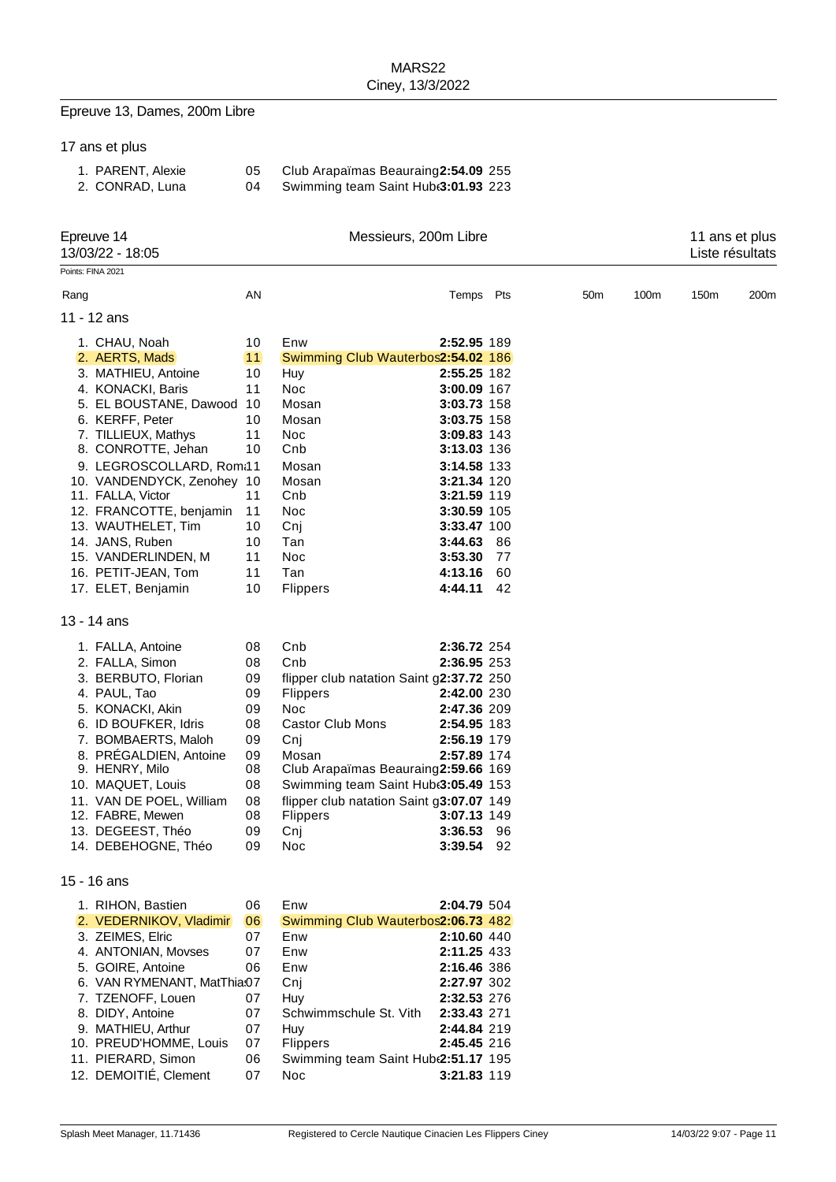MARS22
Ciney, 13/3/2022

## Epreuve 13, Dames, 200m Libre

### 17 ans et plus

| Rang | Nom | AN | Club | Temps | Pts |
|---|---|---|---|---|---|
| 1. | PARENT, Alexie | 05 | Club Arapaïmas Beauraing | **2:54.09** | 255 |
| 2. | CONRAD, Luna | 04 | Swimming team Saint Hub | **3:01.93** | 223 |

## Epreuve 14 — Messieurs, 200m Libre — 11 ans et plus

13/03/22 - 18:05 — Liste résultats

Points: FINA 2021

### 11 - 12 ans

| Rang | Nom | AN | Club | Temps | Pts | 50m | 100m | 150m | 200m |
|---|---|---|---|---|---|---|---|---|---|
| 1. | CHAU, Noah | 10 | Enw | **2:52.95** | 189 | | | | |
| 2. | AERTS, Mads | 11 | Swimming Club Wauterbos | **2:54.02** | 186 | | | | |
| 3. | MATHIEU, Antoine | 10 | Huy | **2:55.25** | 182 | | | | |
| 4. | KONACKI, Baris | 11 | Noc | **3:00.09** | 167 | | | | |
| 5. | EL BOUSTANE, Dawood | 10 | Mosan | **3:03.73** | 158 | | | | |
| 6. | KERFF, Peter | 10 | Mosan | **3:03.75** | 158 | | | | |
| 7. | TILLIEUX, Mathys | 11 | Noc | **3:09.83** | 143 | | | | |
| 8. | CONROTTE, Jehan | 10 | Cnb | **3:13.03** | 136 | | | | |
| 9. | LEGROSCOLLARD, Rom | 11 | Mosan | **3:14.58** | 133 | | | | |
| 10. | VANDENDYCK, Zenohey | 10 | Mosan | **3:21.34** | 120 | | | | |
| 11. | FALLA, Victor | 11 | Cnb | **3:21.59** | 119 | | | | |
| 12. | FRANCOTTE, benjamin | 11 | Noc | **3:30.59** | 105 | | | | |
| 13. | WAUTHELET, Tim | 10 | Cnj | **3:33.47** | 100 | | | | |
| 14. | JANS, Ruben | 10 | Tan | **3:44.63** | 86 | | | | |
| 15. | VANDERLINDEN, M | 11 | Noc | **3:53.30** | 77 | | | | |
| 16. | PETIT-JEAN, Tom | 11 | Tan | **4:13.16** | 60 | | | | |
| 17. | ELET, Benjamin | 10 | Flippers | **4:44.11** | 42 | | | | |

### 13 - 14 ans

| Rang | Nom | AN | Club | Temps | Pts | 50m | 100m | 150m | 200m |
|---|---|---|---|---|---|---|---|---|---|
| 1. | FALLA, Antoine | 08 | Cnb | **2:36.72** | 254 | | | | |
| 2. | FALLA, Simon | 08 | Cnb | **2:36.95** | 253 | | | | |
| 3. | BERBUTO, Florian | 09 | flipper club natation Saint g | **2:37.72** | 250 | | | | |
| 4. | PAUL, Tao | 09 | Flippers | **2:42.00** | 230 | | | | |
| 5. | KONACKI, Akin | 09 | Noc | **2:47.36** | 209 | | | | |
| 6. | ID BOUFKER, Idris | 08 | Castor Club Mons | **2:54.95** | 183 | | | | |
| 7. | BOMBAERTS, Maloh | 09 | Cnj | **2:56.19** | 179 | | | | |
| 8. | PRÉGALDIEN, Antoine | 09 | Mosan | **2:57.89** | 174 | | | | |
| 9. | HENRY, Milo | 08 | Club Arapaïmas Beauraing | **2:59.66** | 169 | | | | |
| 10. | MAQUET, Louis | 08 | Swimming team Saint Hub | **3:05.49** | 153 | | | | |
| 11. | VAN DE POEL, William | 08 | flipper club natation Saint g | **3:07.07** | 149 | | | | |
| 12. | FABRE, Mewen | 08 | Flippers | **3:07.13** | 149 | | | | |
| 13. | DEGEEST, Théo | 09 | Cnj | **3:36.53** | 96 | | | | |
| 14. | DEBEHOGNE, Théo | 09 | Noc | **3:39.54** | 92 | | | | |

### 15 - 16 ans

| Rang | Nom | AN | Club | Temps | Pts | 50m | 100m | 150m | 200m |
|---|---|---|---|---|---|---|---|---|---|
| 1. | RIHON, Bastien | 06 | Enw | **2:04.79** | 504 | | | | |
| 2. | VEDERNIKOV, Vladimir | 06 | Swimming Club Wauterbos | **2:06.73** | 482 | | | | |
| 3. | ZEIMES, Elric | 07 | Enw | **2:10.60** | 440 | | | | |
| 4. | ANTONIAN, Movses | 07 | Enw | **2:11.25** | 433 | | | | |
| 5. | GOIRE, Antoine | 06 | Enw | **2:16.46** | 386 | | | | |
| 6. | VAN RYMENANT, MatThia | 07 | Cnj | **2:27.97** | 302 | | | | |
| 7. | TZENOFF, Louen | 07 | Huy | **2:32.53** | 276 | | | | |
| 8. | DIDY, Antoine | 07 | Schwimmschule St. Vith | **2:33.43** | 271 | | | | |
| 9. | MATHIEU, Arthur | 07 | Huy | **2:44.84** | 219 | | | | |
| 10. | PREUD'HOMME, Louis | 07 | Flippers | **2:45.45** | 216 | | | | |
| 11. | PIERARD, Simon | 06 | Swimming team Saint Hub | **2:51.17** | 195 | | | | |
| 12. | DEMOITIÉ, Clement | 07 | Noc | **3:21.83** | 119 | | | | |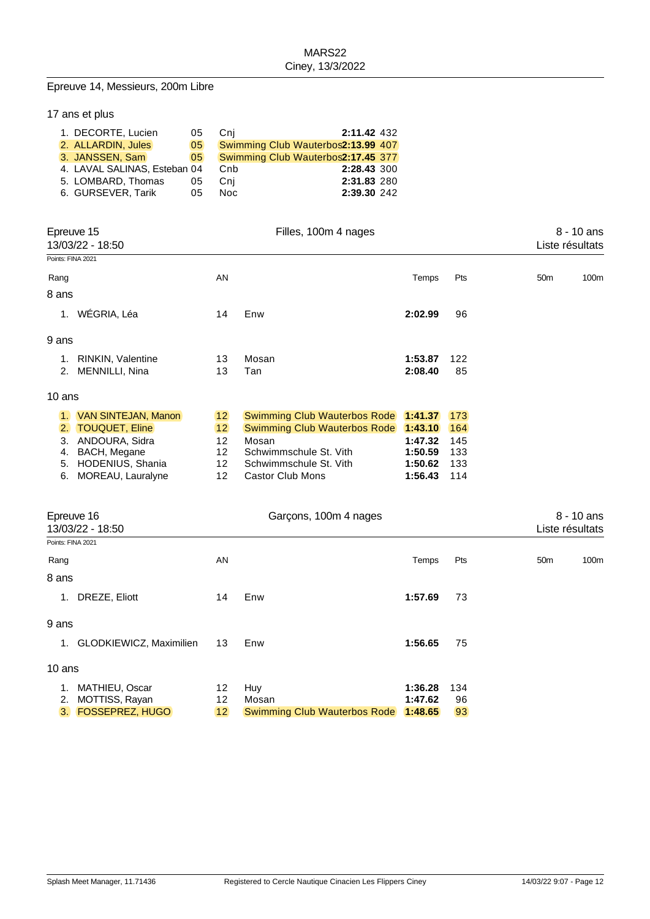## Epreuve 14, Messieurs, 200m Libre

### 17 ans et plus

| Rang | Nom | AN | Club | Temps | Pts |
|---|---|---|---|---|---|
| 1. | DECORTE, Lucien | 05 | Cnj | **2:11.42** | 432 |
| 2. | ALLARDIN, Jules | 05 | Swimming Club Wauterbos | **2:13.99** | 407 |
| 3. | JANSSEN, Sam | 05 | Swimming Club Wauterbos | **2:17.45** | 377 |
| 4. | LAVAL SALINAS, Esteban | 04 | Cnb | **2:28.43** | 300 |
| 5. | LOMBARD, Thomas | 05 | Cnj | **2:31.83** | 280 |
| 6. | GURSEVER, Tarik | 05 | Noc | **2:39.30** | 242 |

## Epreuve 15 — Filles, 100m 4 nages — 8 - 10 ans

13/03/22 - 18:50 — Liste résultats

Points: FINA 2021

| Rang | Nom | AN | Club | Temps | Pts | 50m | 100m |
|---|---|---|---|---|---|---|---|
| **8 ans** | | | | | | | |
| 1. | WÉGRIA, Léa | 14 | Enw | **2:02.99** | 96 | | |
| **9 ans** | | | | | | | |
| 1. | RINKIN, Valentine | 13 | Mosan | **1:53.87** | 122 | | |
| 2. | MENNILLI, Nina | 13 | Tan | **2:08.40** | 85 | | |
| **10 ans** | | | | | | | |
| 1. | VAN SINTEJAN, Manon | 12 | Swimming Club Wauterbos Rode | **1:41.37** | 173 | | |
| 2. | TOUQUET, Eline | 12 | Swimming Club Wauterbos Rode | **1:43.10** | 164 | | |
| 3. | ANDOURA, Sidra | 12 | Mosan | **1:47.32** | 145 | | |
| 4. | BACH, Megane | 12 | Schwimmschule St. Vith | **1:50.59** | 133 | | |
| 5. | HODENIUS, Shania | 12 | Schwimmschule St. Vith | **1:50.62** | 133 | | |
| 6. | MOREAU, Lauralyne | 12 | Castor Club Mons | **1:56.43** | 114 | | |

## Epreuve 16 — Garçons, 100m 4 nages — 8 - 10 ans

13/03/22 - 18:50 — Liste résultats

Points: FINA 2021

| Rang | Nom | AN | Club | Temps | Pts | 50m | 100m |
|---|---|---|---|---|---|---|---|
| **8 ans** | | | | | | | |
| 1. | DREZE, Eliott | 14 | Enw | **1:57.69** | 73 | | |
| **9 ans** | | | | | | | |
| 1. | GLODKIEWICZ, Maximilien | 13 | Enw | **1:56.65** | 75 | | |
| **10 ans** | | | | | | | |
| 1. | MATHIEU, Oscar | 12 | Huy | **1:36.28** | 134 | | |
| 2. | MOTTISS, Rayan | 12 | Mosan | **1:47.62** | 96 | | |
| 3. | FOSSEPREZ, HUGO | 12 | Swimming Club Wauterbos Rode | **1:48.65** | 93 | | |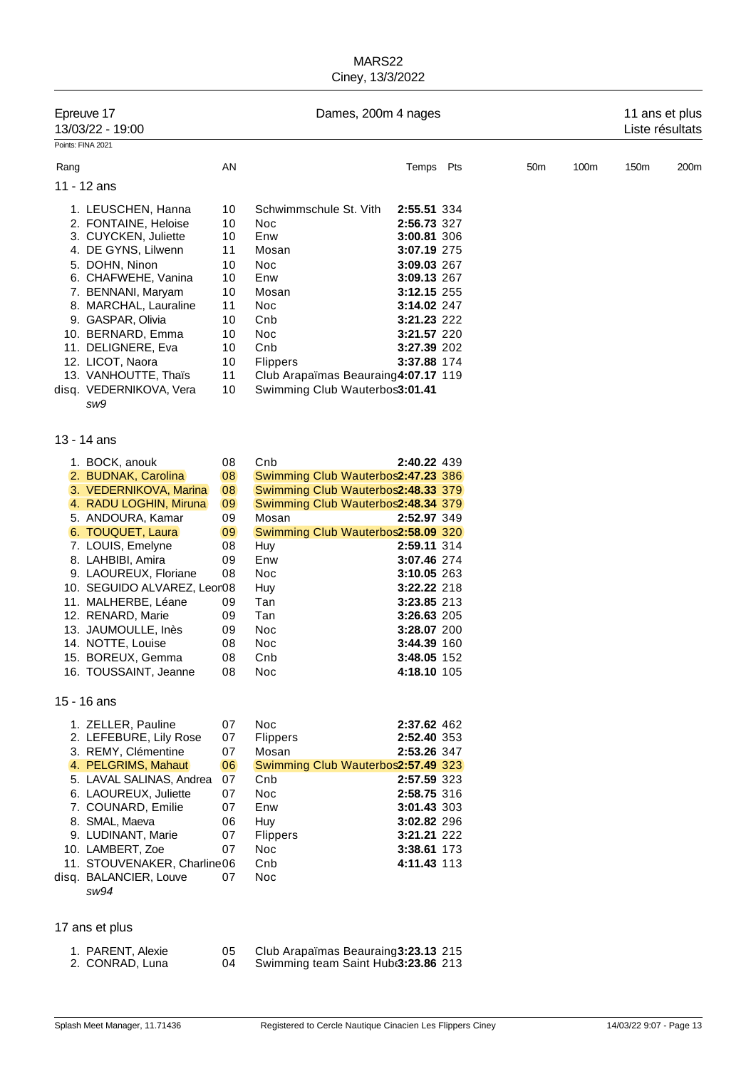MARS22
Ciney, 13/3/2022

**Epreuve 17** — Dames, 200m 4 nages — 11 ans et plus
13/03/22 - 19:00 — Liste résultats

Points: FINA 2021

### 11 - 12 ans

| Rang | Nom | AN | Club | Temps | Pts | 50m | 100m | 150m | 200m |
|---|---|---|---|---|---|---|---|---|---|
| 1. | LEUSCHEN, Hanna | 10 | Schwimmschule St. Vith | **2:55.51** | 334 | | | | |
| 2. | FONTAINE, Heloise | 10 | Noc | **2:56.73** | 327 | | | | |
| 3. | CUYCKEN, Juliette | 10 | Enw | **3:00.81** | 306 | | | | |
| 4. | DE GYNS, Lilwenn | 11 | Mosan | **3:07.19** | 275 | | | | |
| 5. | DOHN, Ninon | 10 | Noc | **3:09.03** | 267 | | | | |
| 6. | CHAFWEHE, Vanina | 10 | Enw | **3:09.13** | 267 | | | | |
| 7. | BENNANI, Maryam | 10 | Mosan | **3:12.15** | 255 | | | | |
| 8. | MARCHAL, Lauraline | 11 | Noc | **3:14.02** | 247 | | | | |
| 9. | GASPAR, Olivia | 10 | Cnb | **3:21.23** | 222 | | | | |
| 10. | BERNARD, Emma | 10 | Noc | **3:21.57** | 220 | | | | |
| 11. | DELIGNERE, Eva | 10 | Cnb | **3:27.39** | 202 | | | | |
| 12. | LICOT, Naora | 10 | Flippers | **3:37.88** | 174 | | | | |
| 13. | VANHOUTTE, Thaïs | 11 | Club Arapaïmas Beauraing | **4:07.17** | 119 | | | | |
| disq. | VEDERNIKOVA, Vera *sw9* | 10 | Swimming Club Wauterbos | **3:01.41** | | | | | |

### 13 - 14 ans

| Rang | Nom | AN | Club | Temps | Pts | 50m | 100m | 150m | 200m |
|---|---|---|---|---|---|---|---|---|---|
| 1. | BOCK, anouk | 08 | Cnb | **2:40.22** | 439 | | | | |
| 2. | BUDNAK, Carolina | 08 | Swimming Club Wauterbos | **2:47.23** | 386 | | | | |
| 3. | VEDERNIKOVA, Marina | 08 | Swimming Club Wauterbos | **2:48.33** | 379 | | | | |
| 4. | RADU LOGHIN, Miruna | 09 | Swimming Club Wauterbos | **2:48.34** | 379 | | | | |
| 5. | ANDOURA, Kamar | 09 | Mosan | **2:52.97** | 349 | | | | |
| 6. | TOUQUET, Laura | 09 | Swimming Club Wauterbos | **2:58.09** | 320 | | | | |
| 7. | LOUIS, Emelyne | 08 | Huy | **2:59.11** | 314 | | | | |
| 8. | LAHBIBI, Amira | 09 | Enw | **3:07.46** | 274 | | | | |
| 9. | LAOUREUX, Floriane | 08 | Noc | **3:10.05** | 263 | | | | |
| 10. | SEGUIDO ALVAREZ, Leon | 08 | Huy | **3:22.22** | 218 | | | | |
| 11. | MALHERBE, Léane | 09 | Tan | **3:23.85** | 213 | | | | |
| 12. | RENARD, Marie | 09 | Tan | **3:26.63** | 205 | | | | |
| 13. | JAUMOULLE, Inès | 09 | Noc | **3:28.07** | 200 | | | | |
| 14. | NOTTE, Louise | 08 | Noc | **3:44.39** | 160 | | | | |
| 15. | BOREUX, Gemma | 08 | Cnb | **3:48.05** | 152 | | | | |
| 16. | TOUSSAINT, Jeanne | 08 | Noc | **4:18.10** | 105 | | | | |

### 15 - 16 ans

| Rang | Nom | AN | Club | Temps | Pts | 50m | 100m | 150m | 200m |
|---|---|---|---|---|---|---|---|---|---|
| 1. | ZELLER, Pauline | 07 | Noc | **2:37.62** | 462 | | | | |
| 2. | LEFEBURE, Lily Rose | 07 | Flippers | **2:52.40** | 353 | | | | |
| 3. | REMY, Clémentine | 07 | Mosan | **2:53.26** | 347 | | | | |
| 4. | PELGRIMS, Mahaut | 06 | Swimming Club Wauterbos | **2:57.49** | 323 | | | | |
| 5. | LAVAL SALINAS, Andrea | 07 | Cnb | **2:57.59** | 323 | | | | |
| 6. | LAOUREUX, Juliette | 07 | Noc | **2:58.75** | 316 | | | | |
| 7. | COUNARD, Emilie | 07 | Enw | **3:01.43** | 303 | | | | |
| 8. | SMAL, Maeva | 06 | Huy | **3:02.82** | 296 | | | | |
| 9. | LUDINANT, Marie | 07 | Flippers | **3:21.21** | 222 | | | | |
| 10. | LAMBERT, Zoe | 07 | Noc | **3:38.61** | 173 | | | | |
| 11. | STOUVENAKER, Charline | 06 | Cnb | **4:11.43** | 113 | | | | |
| disq. | BALANCIER, Louve *sw94* | 07 | Noc | | | | | | |

### 17 ans et plus

| Rang | Nom | AN | Club | Temps | Pts | 50m | 100m | 150m | 200m |
|---|---|---|---|---|---|---|---|---|---|
| 1. | PARENT, Alexie | 05 | Club Arapaïmas Beauraing | **3:23.13** | 215 | | | | |
| 2. | CONRAD, Luna | 04 | Swimming team Saint Hub | **3:23.86** | 213 | | | | |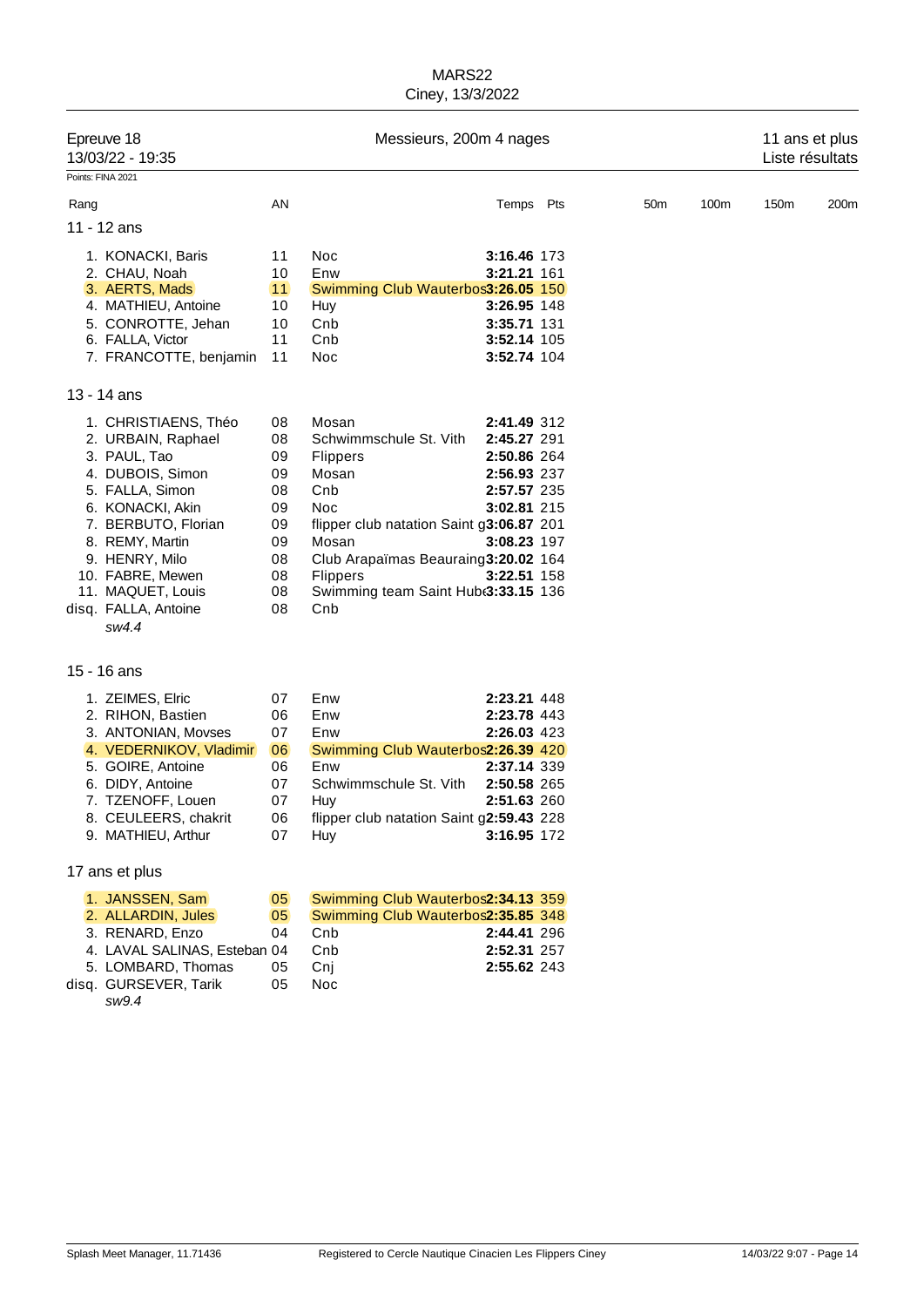MARS22
Ciney, 13/3/2022

Epreuve 18 — Messieurs, 200m 4 nages — 11 ans et plus
13/03/22 - 19:35 — Liste résultats

Points: FINA 2021

| Rang | | AN | | Temps | Pts | 50m | 100m | 150m | 200m |
|---|---|---|---|---|---|---|---|---|---|
| **11 - 12 ans** | | | | | | | | | |
| 1. | KONACKI, Baris | 11 | Noc | **3:16.46** | 173 | | | | |
| 2. | CHAU, Noah | 10 | Enw | **3:21.21** | 161 | | | | |
| 3. | AERTS, Mads | 11 | Swimming Club Wauterbos | **3:26.05** | 150 | | | | |
| 4. | MATHIEU, Antoine | 10 | Huy | **3:26.95** | 148 | | | | |
| 5. | CONROTTE, Jehan | 10 | Cnb | **3:35.71** | 131 | | | | |
| 6. | FALLA, Victor | 11 | Cnb | **3:52.14** | 105 | | | | |
| 7. | FRANCOTTE, benjamin | 11 | Noc | **3:52.74** | 104 | | | | |
| **13 - 14 ans** | | | | | | | | | |
| 1. | CHRISTIAENS, Théo | 08 | Mosan | **2:41.49** | 312 | | | | |
| 2. | URBAIN, Raphael | 08 | Schwimmschule St. Vith | **2:45.27** | 291 | | | | |
| 3. | PAUL, Tao | 09 | Flippers | **2:50.86** | 264 | | | | |
| 4. | DUBOIS, Simon | 09 | Mosan | **2:56.93** | 237 | | | | |
| 5. | FALLA, Simon | 08 | Cnb | **2:57.57** | 235 | | | | |
| 6. | KONACKI, Akin | 09 | Noc | **3:02.81** | 215 | | | | |
| 7. | BERBUTO, Florian | 09 | flipper club natation Saint g | **3:06.87** | 201 | | | | |
| 8. | REMY, Martin | 09 | Mosan | **3:08.23** | 197 | | | | |
| 9. | HENRY, Milo | 08 | Club Arapaïmas Beauraing | **3:20.02** | 164 | | | | |
| 10. | FABRE, Mewen | 08 | Flippers | **3:22.51** | 158 | | | | |
| 11. | MAQUET, Louis | 08 | Swimming team Saint Hub | **3:33.15** | 136 | | | | |
| disq. | FALLA, Antoine *sw4.4* | 08 | Cnb | | | | | | |
| **15 - 16 ans** | | | | | | | | | |
| 1. | ZEIMES, Elric | 07 | Enw | **2:23.21** | 448 | | | | |
| 2. | RIHON, Bastien | 06 | Enw | **2:23.78** | 443 | | | | |
| 3. | ANTONIAN, Movses | 07 | Enw | **2:26.03** | 423 | | | | |
| 4. | VEDERNIKOV, Vladimir | 06 | Swimming Club Wauterbos | **2:26.39** | 420 | | | | |
| 5. | GOIRE, Antoine | 06 | Enw | **2:37.14** | 339 | | | | |
| 6. | DIDY, Antoine | 07 | Schwimmschule St. Vith | **2:50.58** | 265 | | | | |
| 7. | TZENOFF, Louen | 07 | Huy | **2:51.63** | 260 | | | | |
| 8. | CEULEERS, chakrit | 06 | flipper club natation Saint g | **2:59.43** | 228 | | | | |
| 9. | MATHIEU, Arthur | 07 | Huy | **3:16.95** | 172 | | | | |
| **17 ans et plus** | | | | | | | | | |
| 1. | JANSSEN, Sam | 05 | Swimming Club Wauterbos | **2:34.13** | 359 | | | | |
| 2. | ALLARDIN, Jules | 05 | Swimming Club Wauterbos | **2:35.85** | 348 | | | | |
| 3. | RENARD, Enzo | 04 | Cnb | **2:44.41** | 296 | | | | |
| 4. | LAVAL SALINAS, Esteban | 04 | Cnb | **2:52.31** | 257 | | | | |
| 5. | LOMBARD, Thomas | 05 | Cnj | **2:55.62** | 243 | | | | |
| disq. | GURSEVER, Tarik *sw9.4* | 05 | Noc | | | | | | |